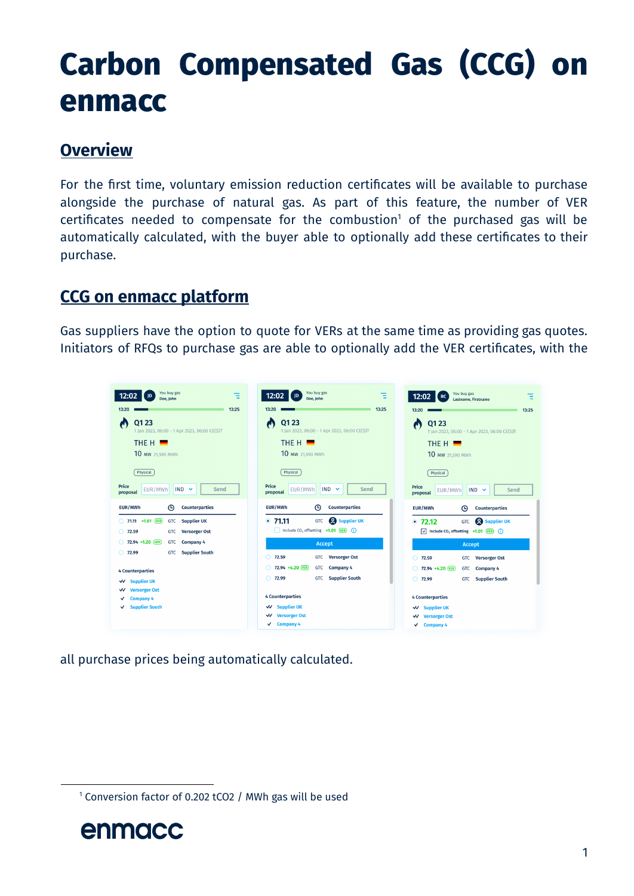# Carbon Compensated Gas (CCG) on enmacc

## Overview

For the first time, voluntary emission reduction certificates will be available to purchase alongside the purchase of natural gas. As part of this feature, the number of VER certificates needed to compensate for the combustion[1] of the purchased gas will be automatically calculated, with the buyer able to optionally add these certificates to their purchase.

## CCG on enmacc platform

Gas suppliers have the option to quote for VERs at the same time as providing gas quotes. Initiators of RFQs to purchase gas are able to optionally add the VER certificates, with the all purchase prices being automatically calculated.

[1] Conversion factor of 0.202 tCO2 / MWh gas will be used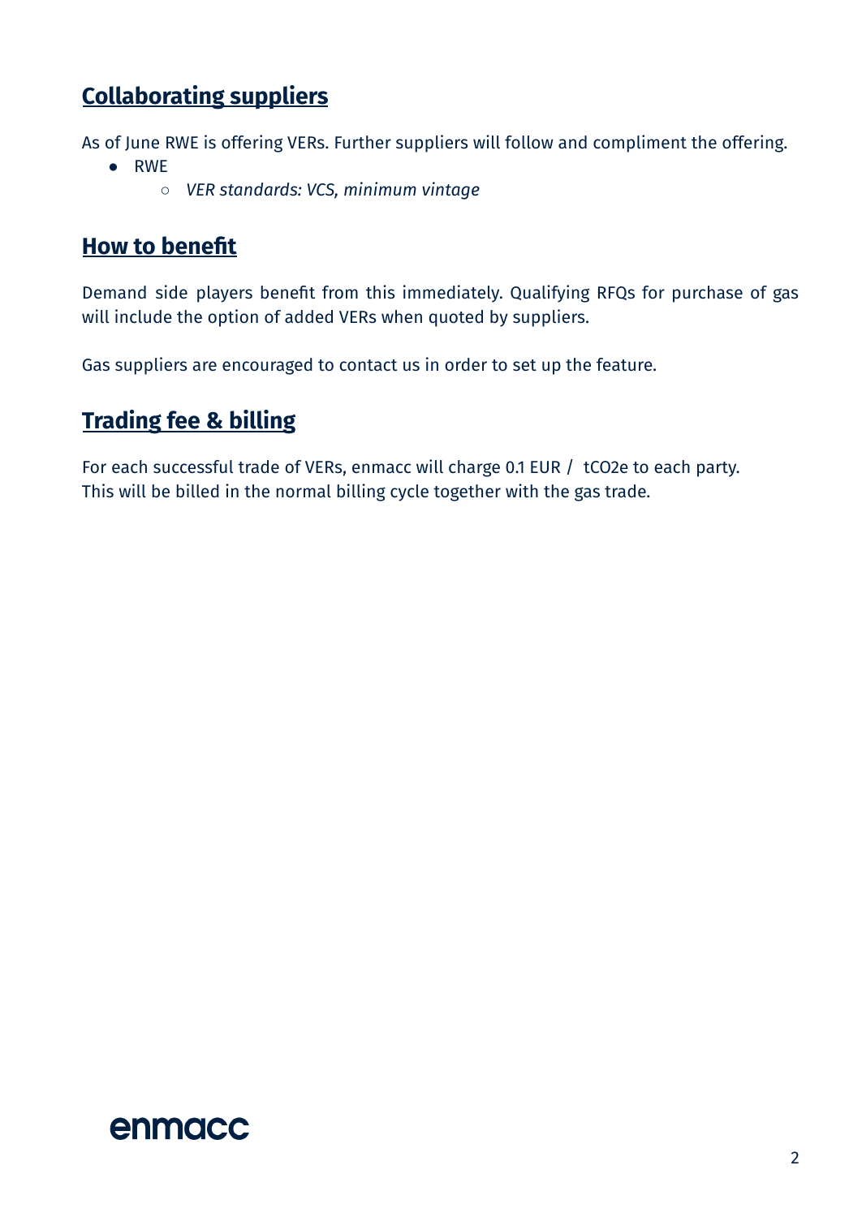## Collaborating suppliers

As of June RWE is offering VERs. Further suppliers will follow and compliment the offering.

- RWE
    - *VER standards: VCS, minimum vintage*

## How to benefit

Demand side players benefit from this immediately. Qualifying RFQs for purchase of gas will include the option of added VERs when quoted by suppliers.

Gas suppliers are encouraged to contact us in order to set up the feature.

## Trading fee & billing

For each successful trade of VERs, enmacc will charge 0.1 EUR / tCO2e to each party.
This will be billed in the normal billing cycle together with the gas trade.

enmacc